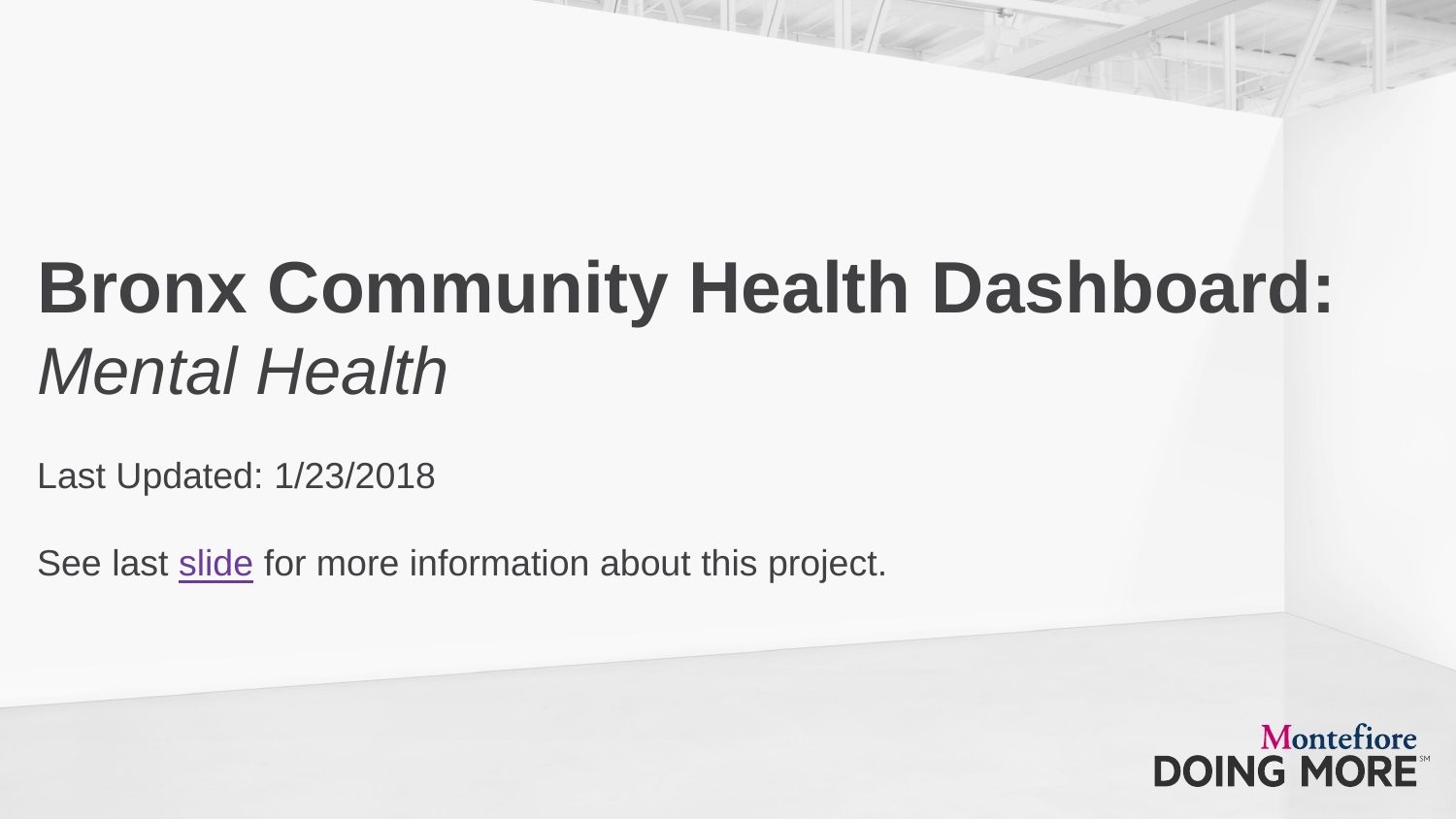# Bronx Community Health Dashboard: *Mental Health*

Last Updated: 1/23/2018

See last slide for more information about this project.

Montefiore
DOING MORE℠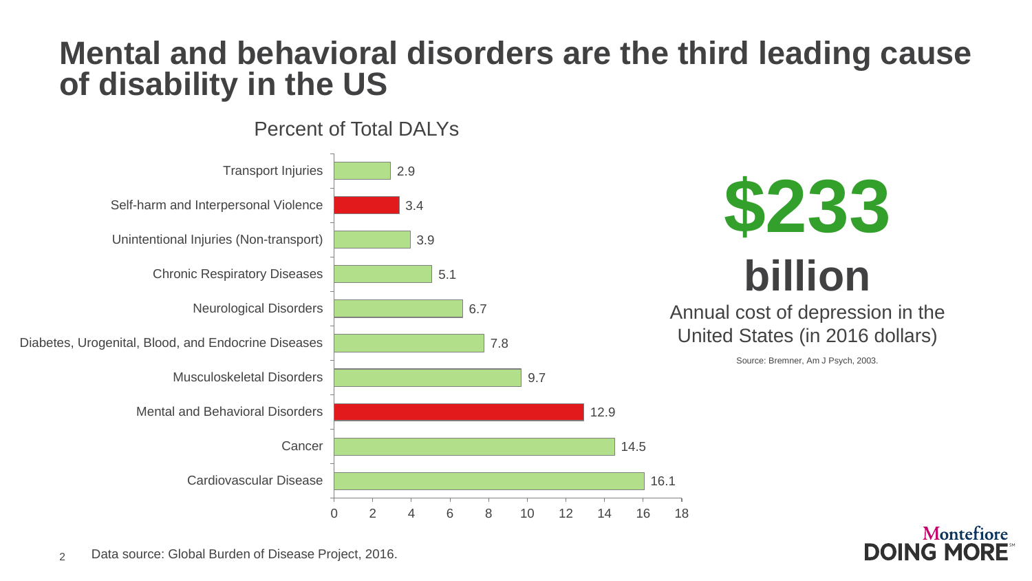# Mental and behavioral disorders are the third leading cause of disability in the US

**Percent of Total DALYs**

| Cause | Percent of Total DALYs |
|---|---|
| Transport Injuries | 2.9 |
| Self-harm and Interpersonal Violence | 3.4 |
| Unintentional Injuries (Non-transport) | 3.9 |
| Chronic Respiratory Diseases | 5.1 |
| Neurological Disorders | 6.7 |
| Diabetes, Urogenital, Blood, and Endocrine Diseases | 7.8 |
| Musculoskeletal Disorders | 9.7 |
| Mental and Behavioral Disorders | 12.9 |
| Cancer | 14.5 |
| Cardiovascular Disease | 16.1 |

**$233 billion**

Annual cost of depression in the United States (in 2016 dollars)

Source: Bremner, Am J Psych, 2003.

Data source: Global Burden of Disease Project, 2016.

Montefiore DOING MORE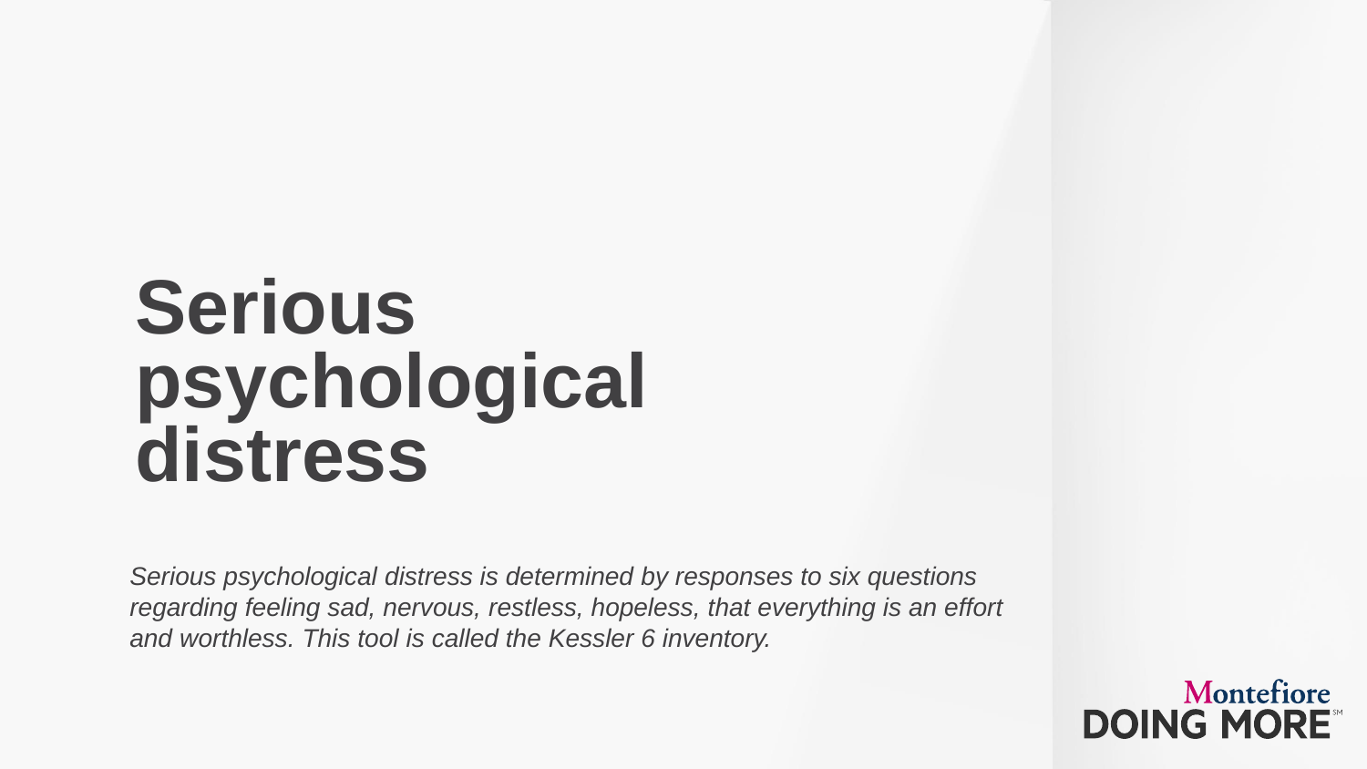# Serious psychological distress

*Serious psychological distress is determined by responses to six questions regarding feeling sad, nervous, restless, hopeless, that everything is an effort and worthless. This tool is called the Kessler 6 inventory.*

Montefiore DOING MORE℠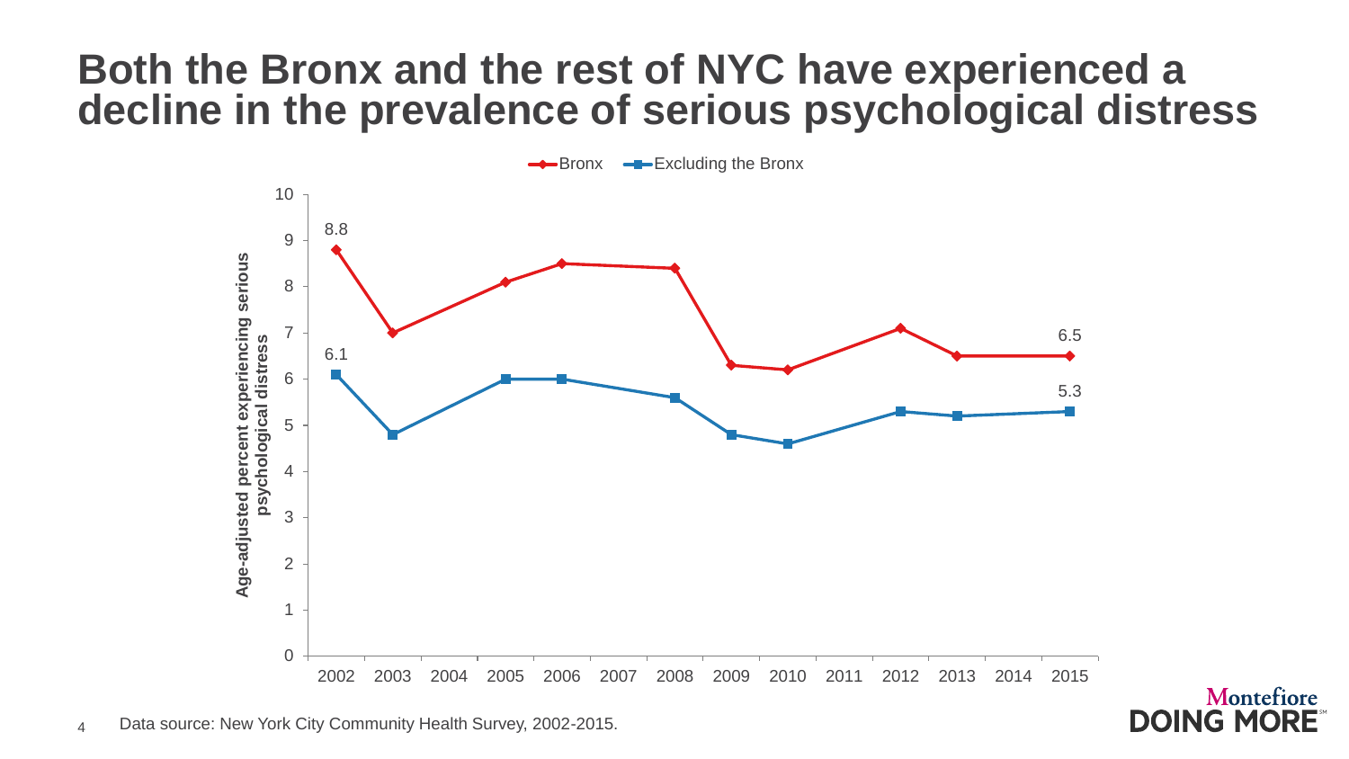# Both the Bronx and the rest of NYC have experienced a decline in the prevalence of serious psychological distress

Age-adjusted percent experiencing serious psychological distress

| Year | Bronx | Excluding the Bronx |
|---|---|---|
| 2002 | 8.8 | 6.1 |
| 2015 | 6.5 | 5.3 |

Data source: New York City Community Health Survey, 2002-2015.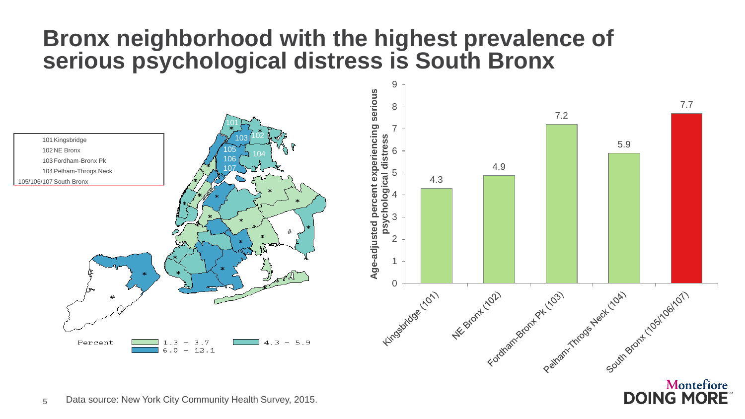# Bronx neighborhood with the highest prevalence of serious psychological distress is South Bronx

| Code | Neighborhood |
|---|---|
| 101 | Kingsbridge |
| 102 | NE Bronx |
| 103 | Fordham-Bronx Pk |
| 104 | Pelham-Throgs Neck |
| 105/106/107 | South Bronx |

Percent: 1.3 - 3.7; 4.3 - 5.9; 6.0 - 12.1

Age-adjusted percent experiencing serious psychological distress

| Neighborhood | Percent |
|---|---|
| Kingsbridge (101) | 4.3 |
| NE Bronx (102) | 4.9 |
| Fordham-Bronx Pk (103) | 7.2 |
| Pelham-Throgs Neck (104) | 5.9 |
| South Bronx (105/106/107) | 7.7 |

Data source: New York City Community Health Survey, 2015.

Montefiore DOING MORE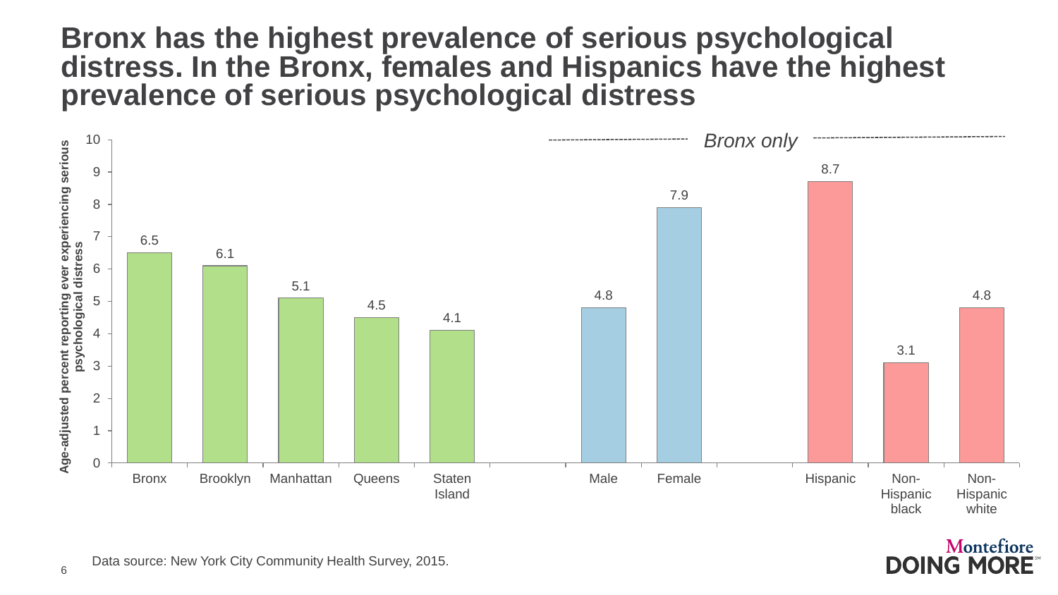# Bronx has the highest prevalence of serious psychological distress. In the Bronx, females and Hispanics have the highest prevalence of serious psychological distress

Age-adjusted percent reporting ever experiencing serious psychological distress

| | Bronx | Brooklyn | Manhattan | Queens | Staten Island |
|---|---|---|---|---|---|
| Percent | 6.5 | 6.1 | 5.1 | 4.5 | 4.1 |

*Bronx only*

| | Male | Female | Hispanic | Non-Hispanic black | Non-Hispanic white |
|---|---|---|---|---|---|
| Percent | 4.8 | 7.9 | 8.7 | 3.1 | 4.8 |

Data source: New York City Community Health Survey, 2015.

Montefiore DOING MORE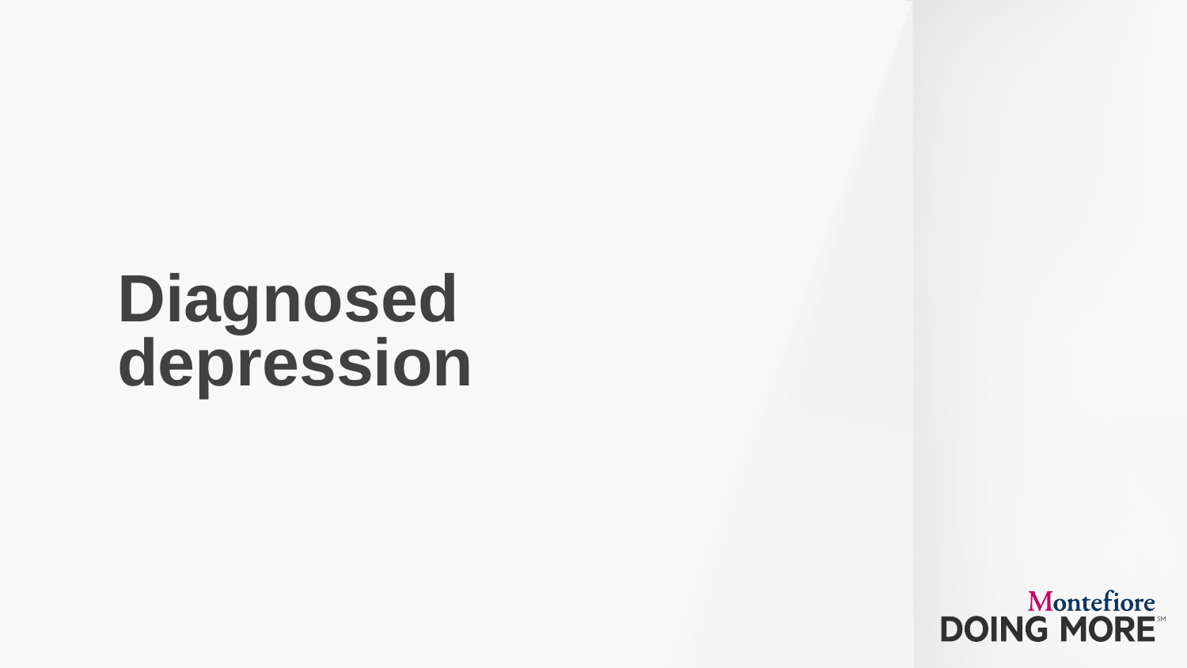# Diagnosed depression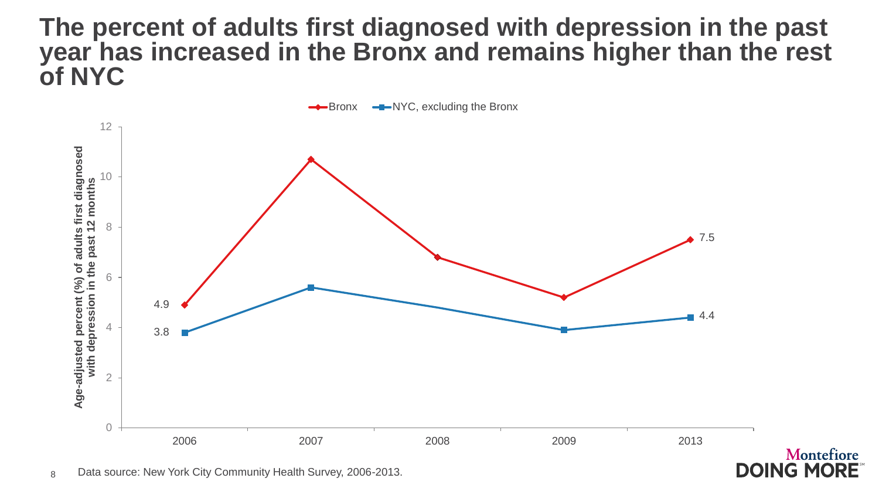# The percent of adults first diagnosed with depression in the past year has increased in the Bronx and remains higher than the rest of NYC

Bronx — NYC, excluding the Bronx

Age-adjusted percent (%) of adults first diagnosed with depression in the past 12 months

| Year | Bronx | NYC, excluding the Bronx |
| --- | --- | --- |
| 2006 | 4.9 | 3.8 |
| 2013 | 7.5 | 4.4 |

Data source: New York City Community Health Survey, 2006-2013.

Montefiore DOING MORE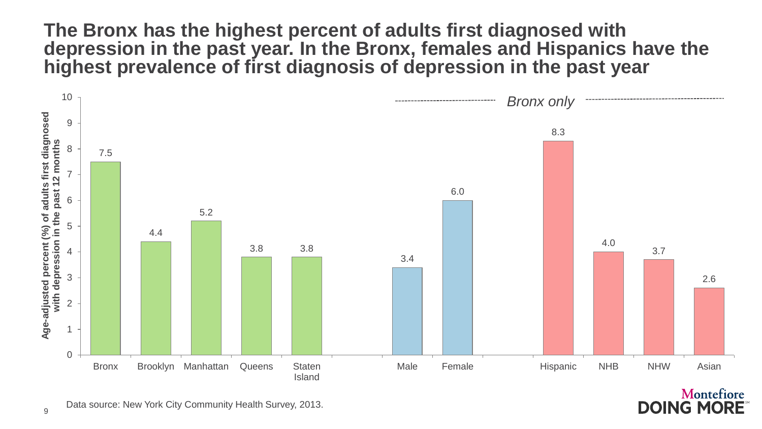# The Bronx has the highest percent of adults first diagnosed with depression in the past year. In the Bronx, females and Hispanics have the highest prevalence of first diagnosis of depression in the past year

Age-adjusted percent (%) of adults first diagnosed with depression in the past 12 months

| Bronx | Brooklyn | Manhattan | Queens | Staten Island |
|---|---|---|---|---|
| 7.5 | 4.4 | 5.2 | 3.8 | 3.8 |

*Bronx only*

| Male | Female |
|---|---|
| 3.4 | 6.0 |

| Hispanic | NHB | NHW | Asian |
|---|---|---|---|
| 8.3 | 4.0 | 3.7 | 2.6 |

Data source: New York City Community Health Survey, 2013.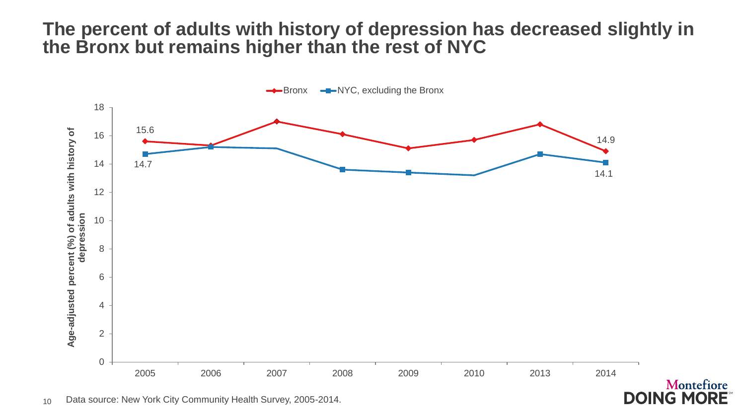# The percent of adults with history of depression has decreased slightly in the Bronx but remains higher than the rest of NYC

Bronx — NYC, excluding the Bronx

Age-adjusted percent (%) of adults with history of depression

| Year | Bronx | NYC, excluding the Bronx |
|---|---|---|
| 2005 | 15.6 | 14.7 |
| 2006 | | |
| 2007 | | |
| 2008 | | |
| 2009 | | |
| 2010 | | |
| 2013 | | |
| 2014 | 14.9 | 14.1 |

Data source: New York City Community Health Survey, 2005-2014.

Montefiore DOING MORE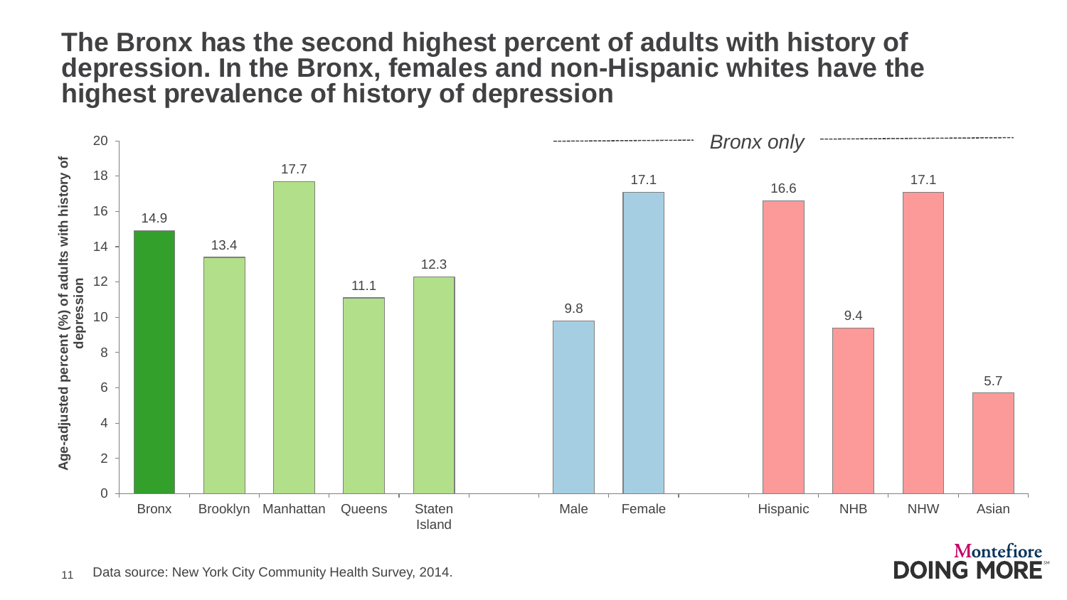# The Bronx has the second highest percent of adults with history of depression. In the Bronx, females and non-Hispanic whites have the highest prevalence of history of depression

Age-adjusted percent (%) of adults with history of depression

| Group | Category | Percent (%) |
|---|---|---|
| Borough | Bronx | 14.9 |
| Borough | Brooklyn | 13.4 |
| Borough | Manhattan | 17.7 |
| Borough | Queens | 11.1 |
| Borough | Staten Island | 12.3 |
| *Bronx only* | Male | 9.8 |
| *Bronx only* | Female | 17.1 |
| *Bronx only* | Hispanic | 16.6 |
| *Bronx only* | NHB | 9.4 |
| *Bronx only* | NHW | 17.1 |
| *Bronx only* | Asian | 5.7 |

Data source: New York City Community Health Survey, 2014.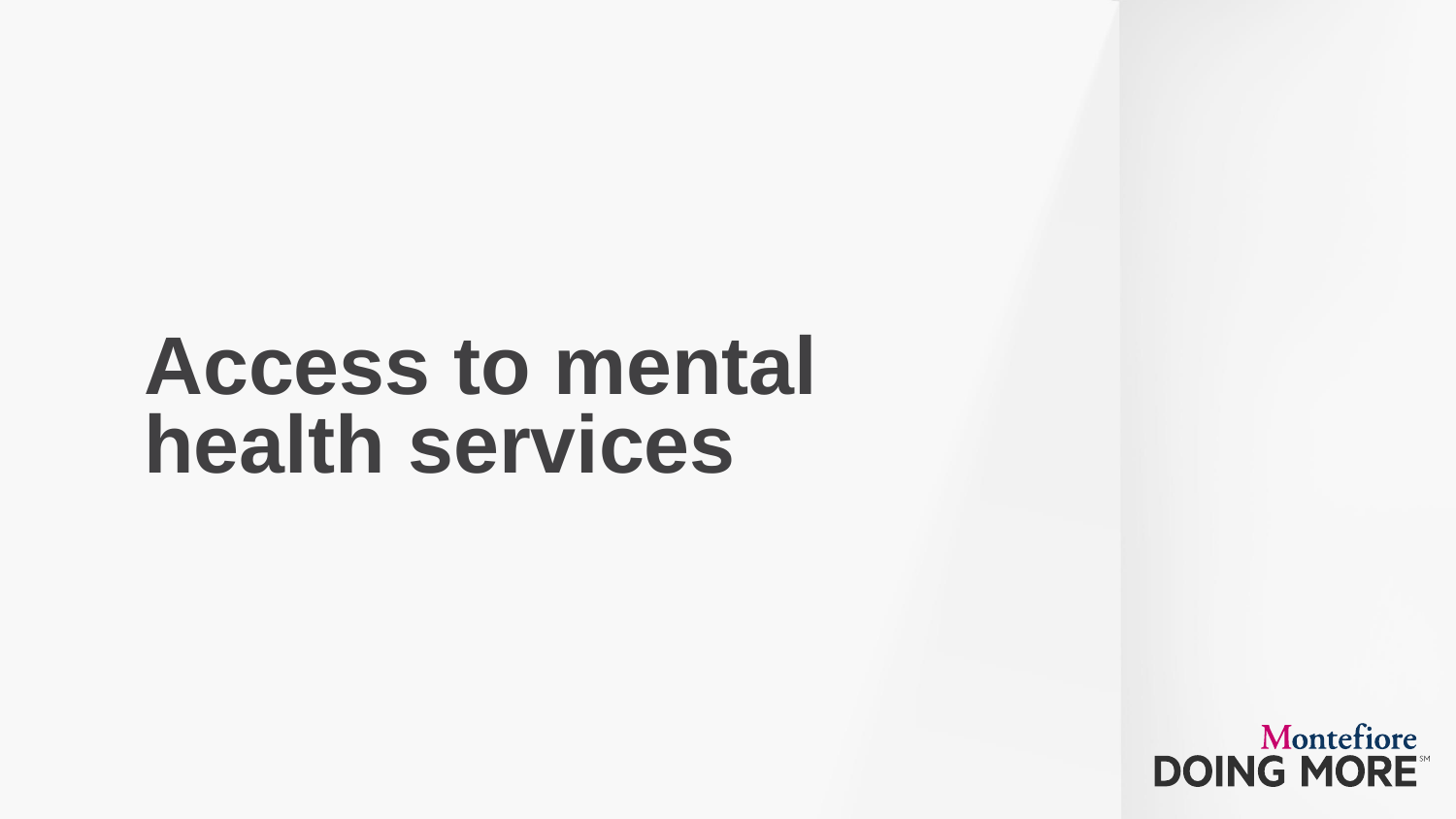# Access to mental health services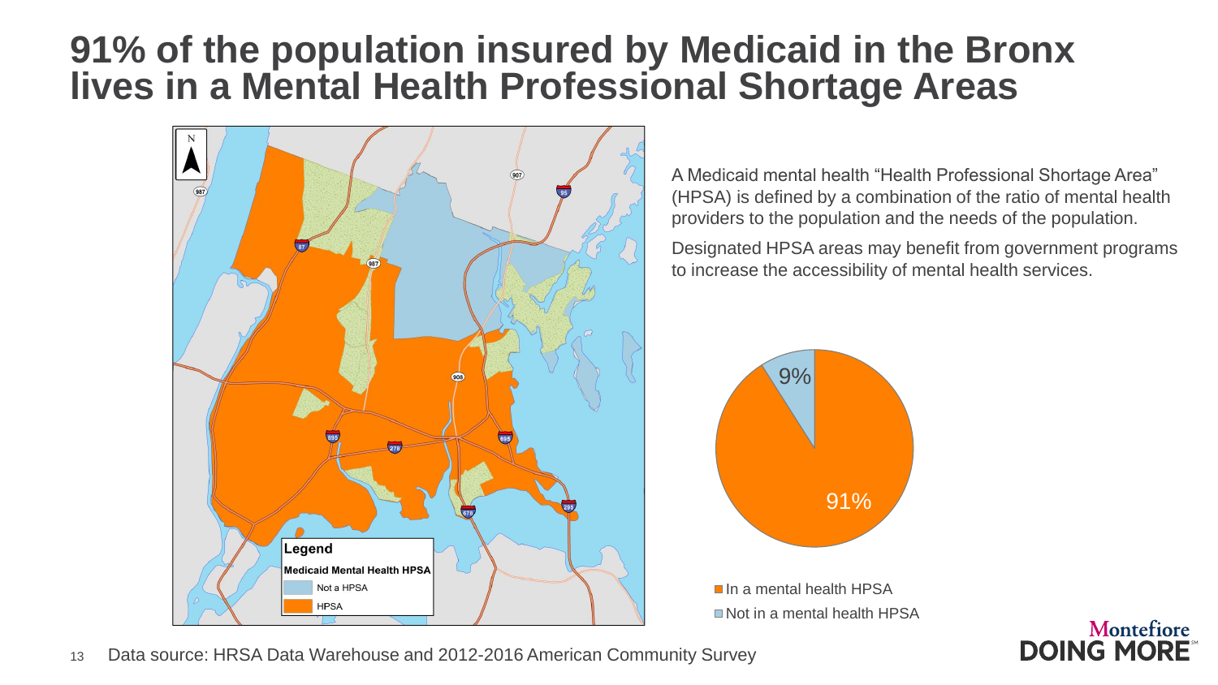# 91% of the population insured by Medicaid in the Bronx lives in a Mental Health Professional Shortage Areas

A Medicaid mental health "Health Professional Shortage Area" (HPSA) is defined by a combination of the ratio of mental health providers to the population and the needs of the population.

Designated HPSA areas may benefit from government programs to increase the accessibility of mental health services.

Legend

Medicaid Mental Health HPSA

- Not a HPSA
- HPSA

- 9% Not in a mental health HPSA
- 91% In a mental health HPSA

Data source: HRSA Data Warehouse and 2012-2016 American Community Survey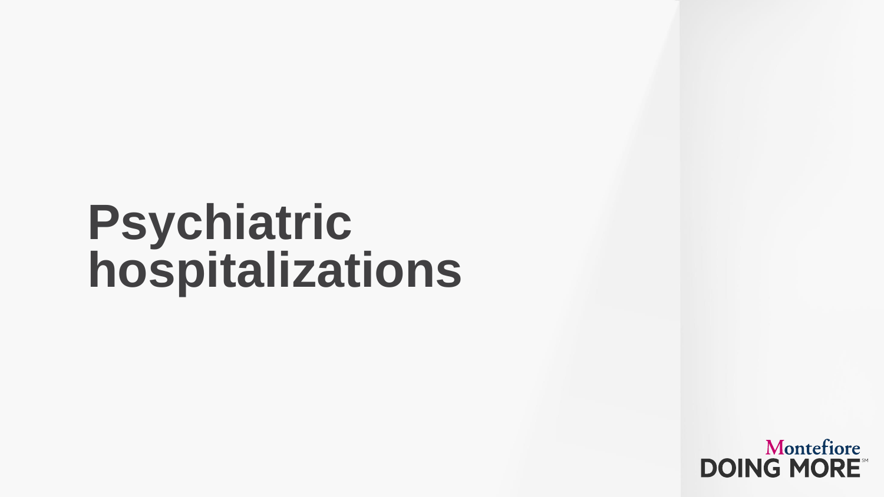# Psychiatric hospitalizations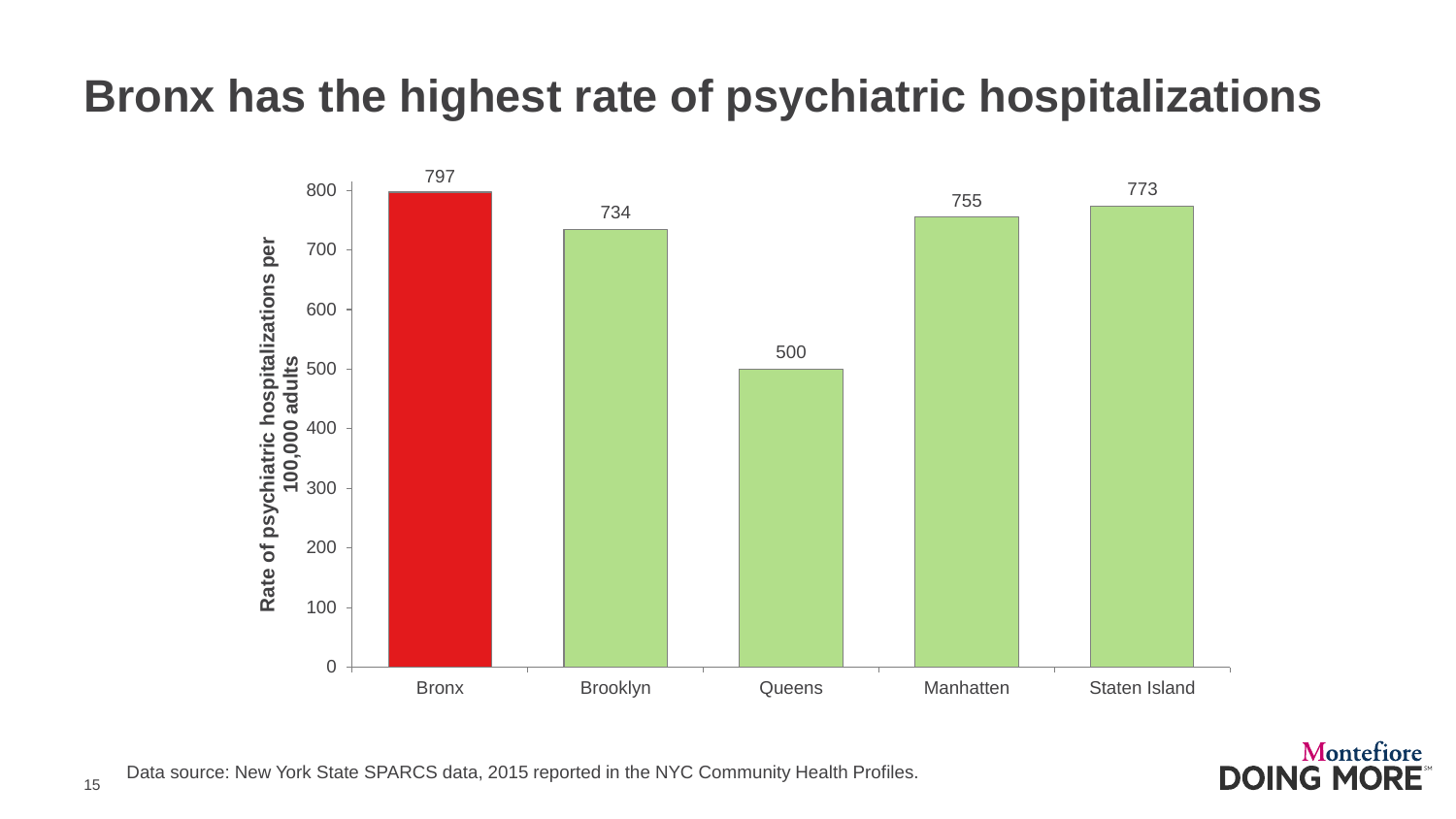# Bronx has the highest rate of psychiatric hospitalizations

| Borough | Rate of psychiatric hospitalizations per 100,000 adults |
| --- | --- |
| Bronx | 797 |
| Brooklyn | 734 |
| Queens | 500 |
| Manhatten | 755 |
| Staten Island | 773 |

Data source: New York State SPARCS data, 2015 reported in the NYC Community Health Profiles.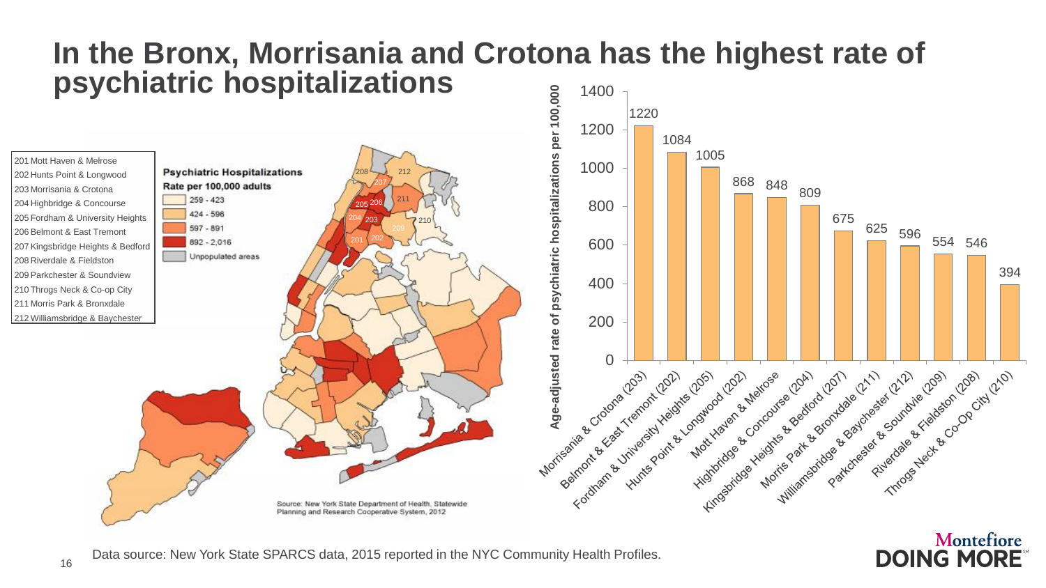# In the Bronx, Morrisania and Crotona has the highest rate of psychiatric hospitalizations

| Code | Neighborhood |
| --- | --- |
| 201 | Mott Haven & Melrose |
| 202 | Hunts Point & Longwood |
| 203 | Morrisania & Crotona |
| 204 | Highbridge & Concourse |
| 205 | Fordham & University Heights |
| 206 | Belmont & East Tremont |
| 207 | Kingsbridge Heights & Bedford |
| 208 | Riverdale & Fieldston |
| 209 | Parkchester & Soundview |
| 210 | Throgs Neck & Co-op City |
| 211 | Morris Park & Bronxdale |
| 212 | Williamsbridge & Baychester |

**Psychiatric Hospitalizations**
**Rate per 100,000 adults**

- 259 - 423
- 424 - 596
- 597 - 891
- 892 - 2,016
- Unpopulated areas

Source: New York State Department of Health, Statewide Planning and Research Cooperative System, 2012

| Neighborhood | Age-adjusted rate of psychiatric hospitalizations per 100,000 |
| --- | --- |
| Morrisania & Crotona (203) | 1220 |
| Belmont & East Tremont (202) | 1084 |
| Fordham & University Heights (205) | 1005 |
| Hunts Point & Longwood (202) | 868 |
| Mott Haven & Melrose | 848 |
| Highbridge & Concourse (204) | 809 |
| Kingsbridge Heights & Bedford (207) | 675 |
| Morris Park & Bronxdale (211) | 625 |
| Williamsbridge & Baychester (212) | 596 |
| Parkchester & Soundvie (209) | 554 |
| Riverdale & Fieldston (208) | 546 |
| Throgs Neck & Co-Op City (210) | 394 |

Data source: New York State SPARCS data, 2015 reported in the NYC Community Health Profiles.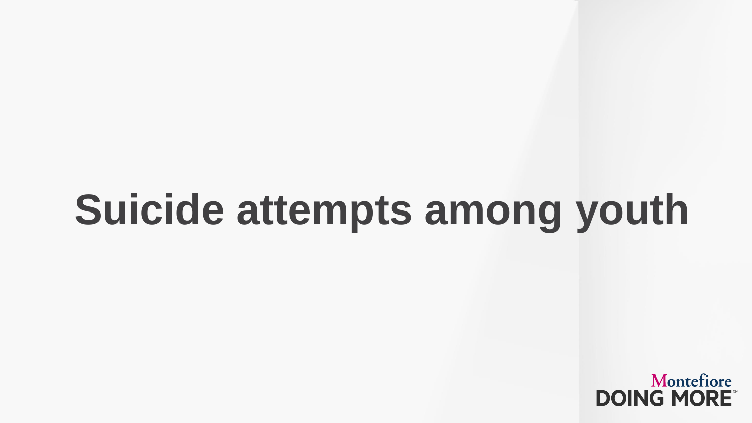# Suicide attempts among youth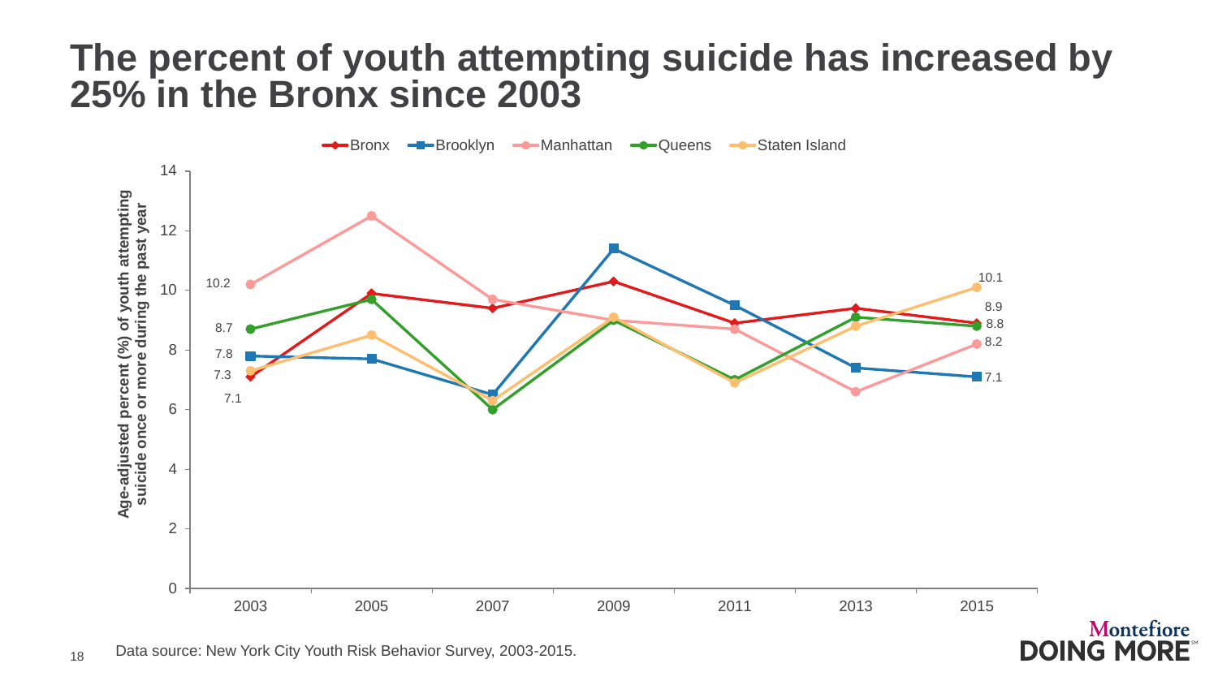# The percent of youth attempting suicide has increased by 25% in the Bronx since 2003

Data source: New York City Youth Risk Behavior Survey, 2003-2015.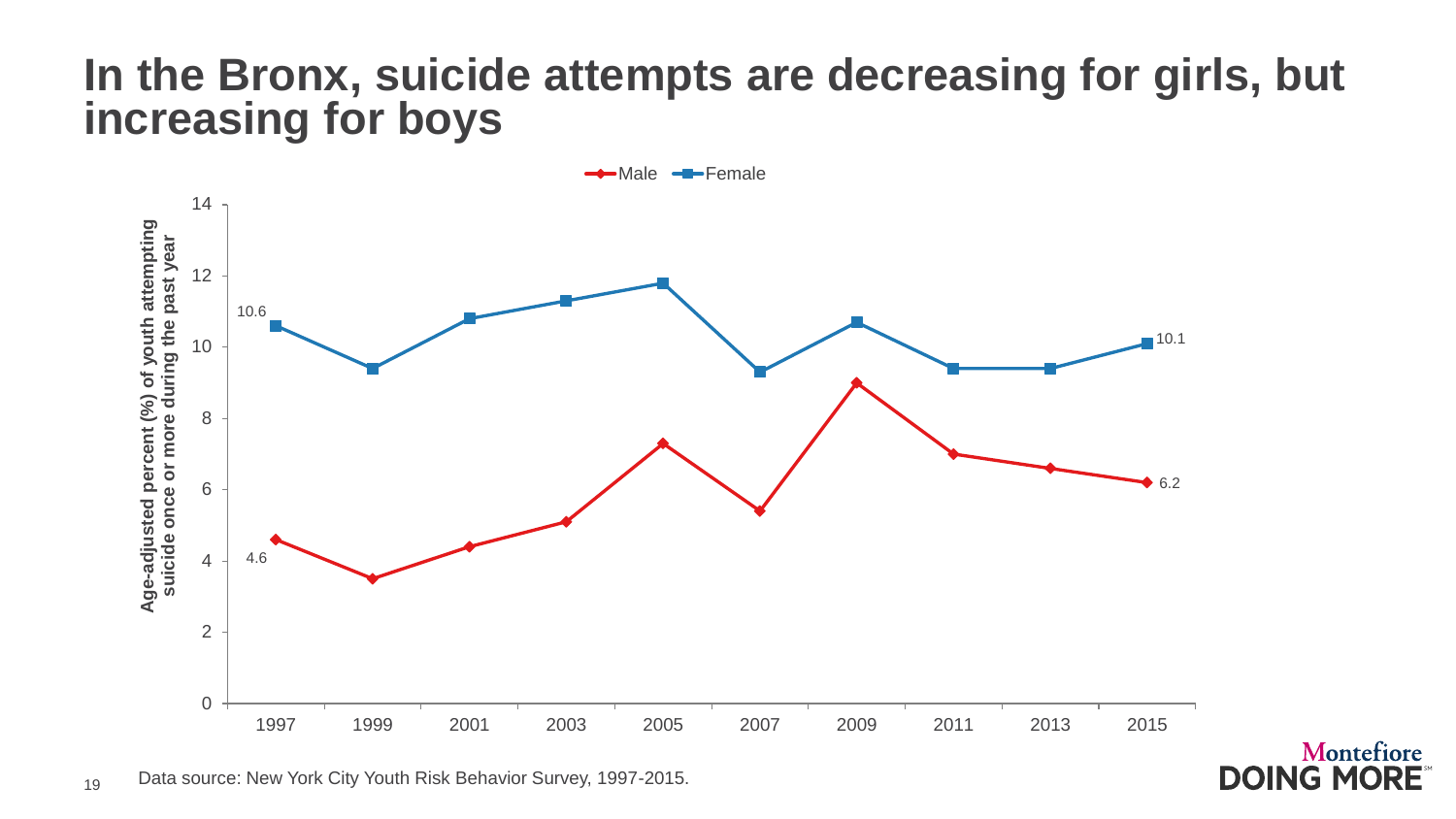# In the Bronx, suicide attempts are decreasing for girls, but increasing for boys

Male — Female

Age-adjusted percent (%) of youth attempting suicide once or more during the past year

| Year | Male | Female |
|---|---|---|
| 1997 | 4.6 | 10.6 |
| 2015 | 6.2 | 10.1 |

Data source: New York City Youth Risk Behavior Survey, 1997-2015.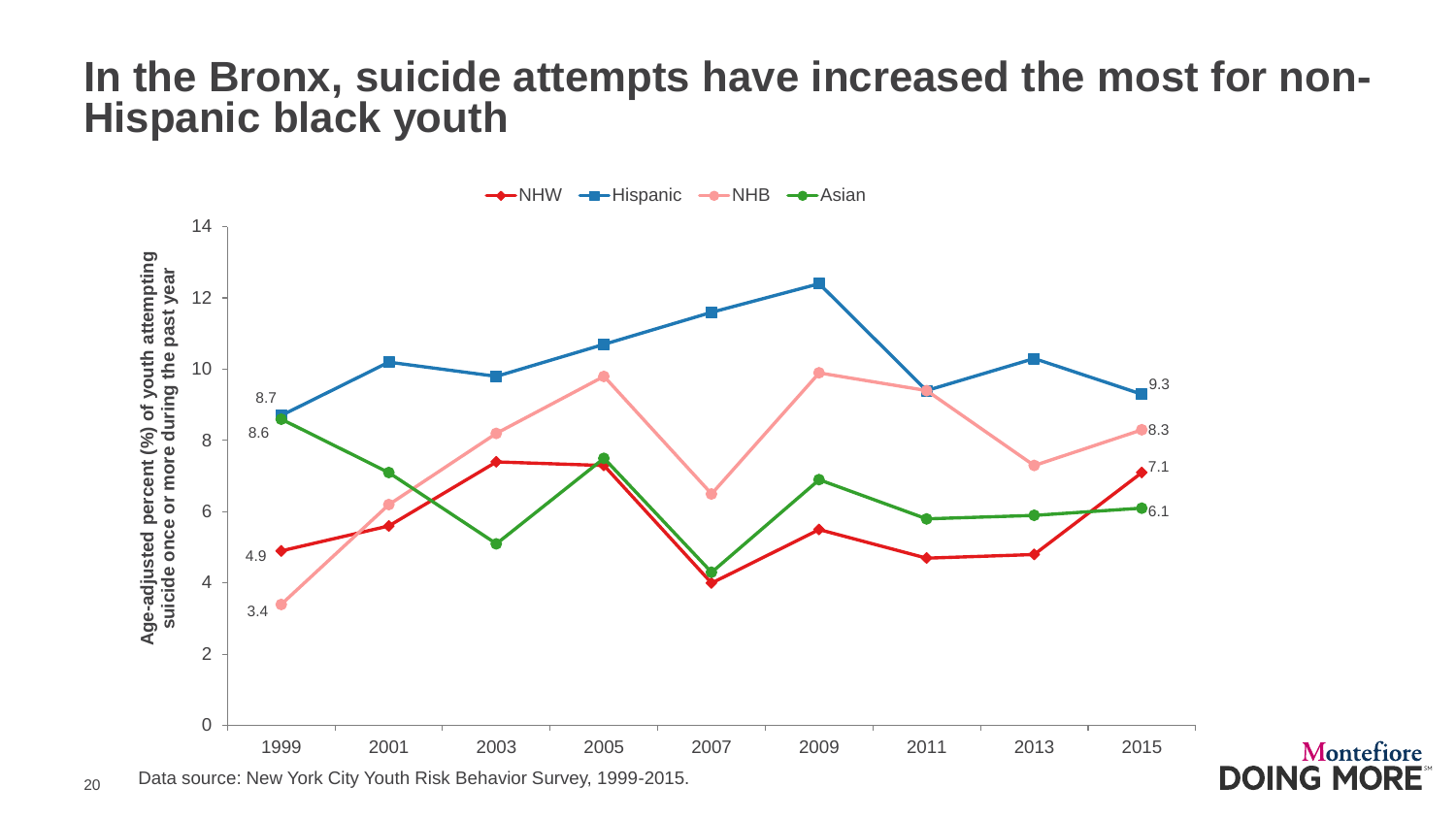# In the Bronx, suicide attempts have increased the most for non-Hispanic black youth

Data source: New York City Youth Risk Behavior Survey, 1999-2015.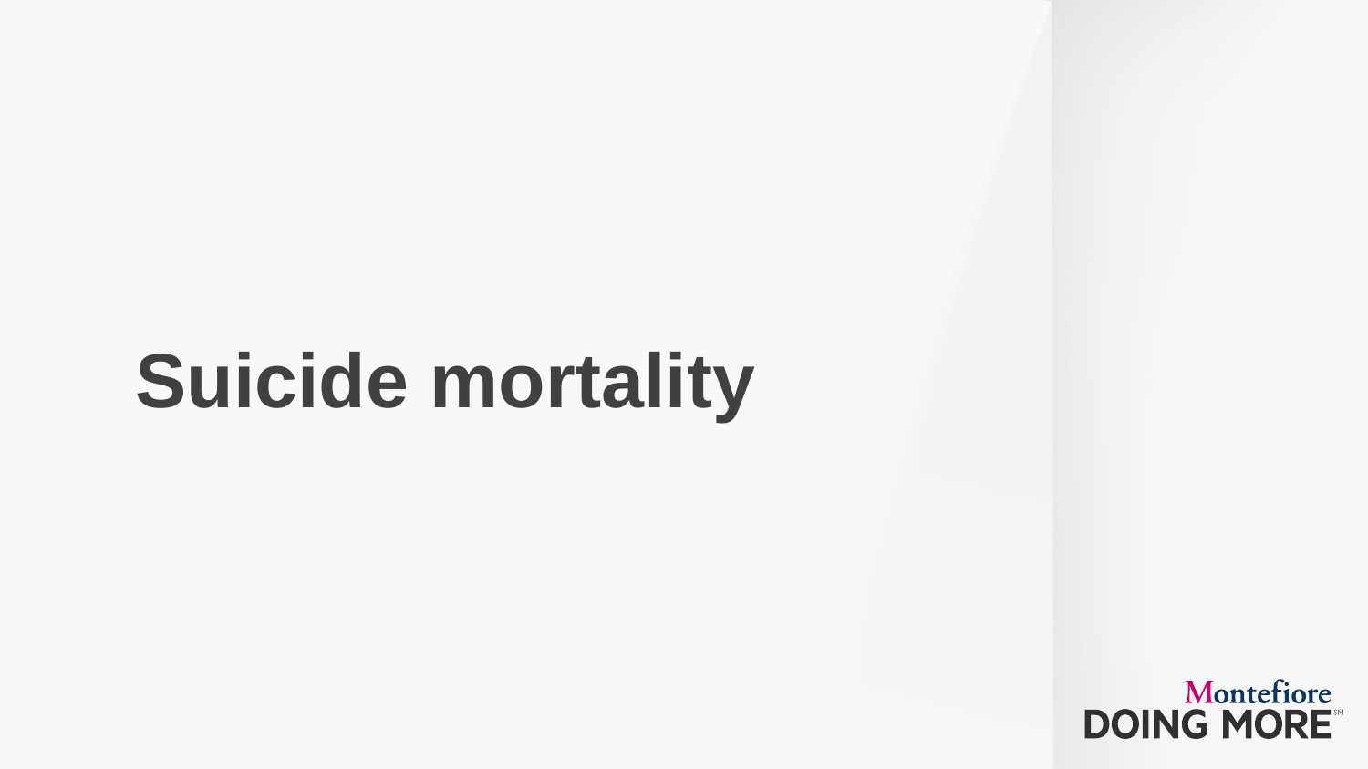# Suicide mortality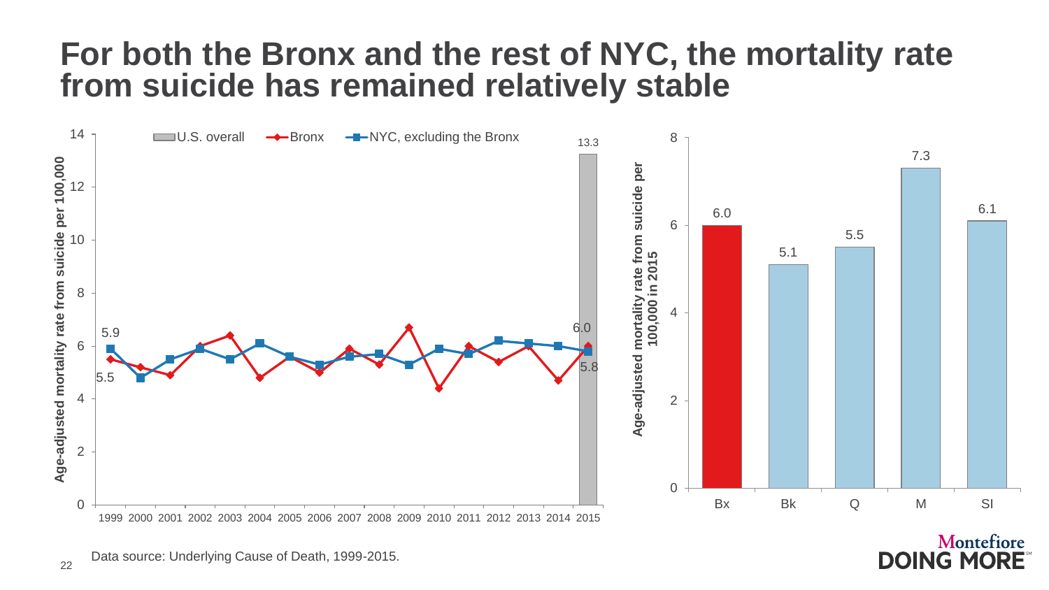# For both the Bronx and the rest of NYC, the mortality rate from suicide has remained relatively stable

Age-adjusted mortality rate from suicide per 100,000

U.S. overall | Bronx | NYC, excluding the Bronx

14, 12, 10, 8, 6, 4, 2, 0

5.9, 5.5, 6.0, 5.8, 13.3

1999 2000 2001 2002 2003 2004 2005 2006 2007 2008 2009 2010 2011 2012 2013 2014 2015

Age-adjusted mortality rate from suicide per 100,000 in 2015

| Bx | Bk | Q | M | SI |
|---|---|---|---|---|
| 6.0 | 5.1 | 5.5 | 7.3 | 6.1 |

Data source: Underlying Cause of Death, 1999-2015.

Montefiore DOING MORE℠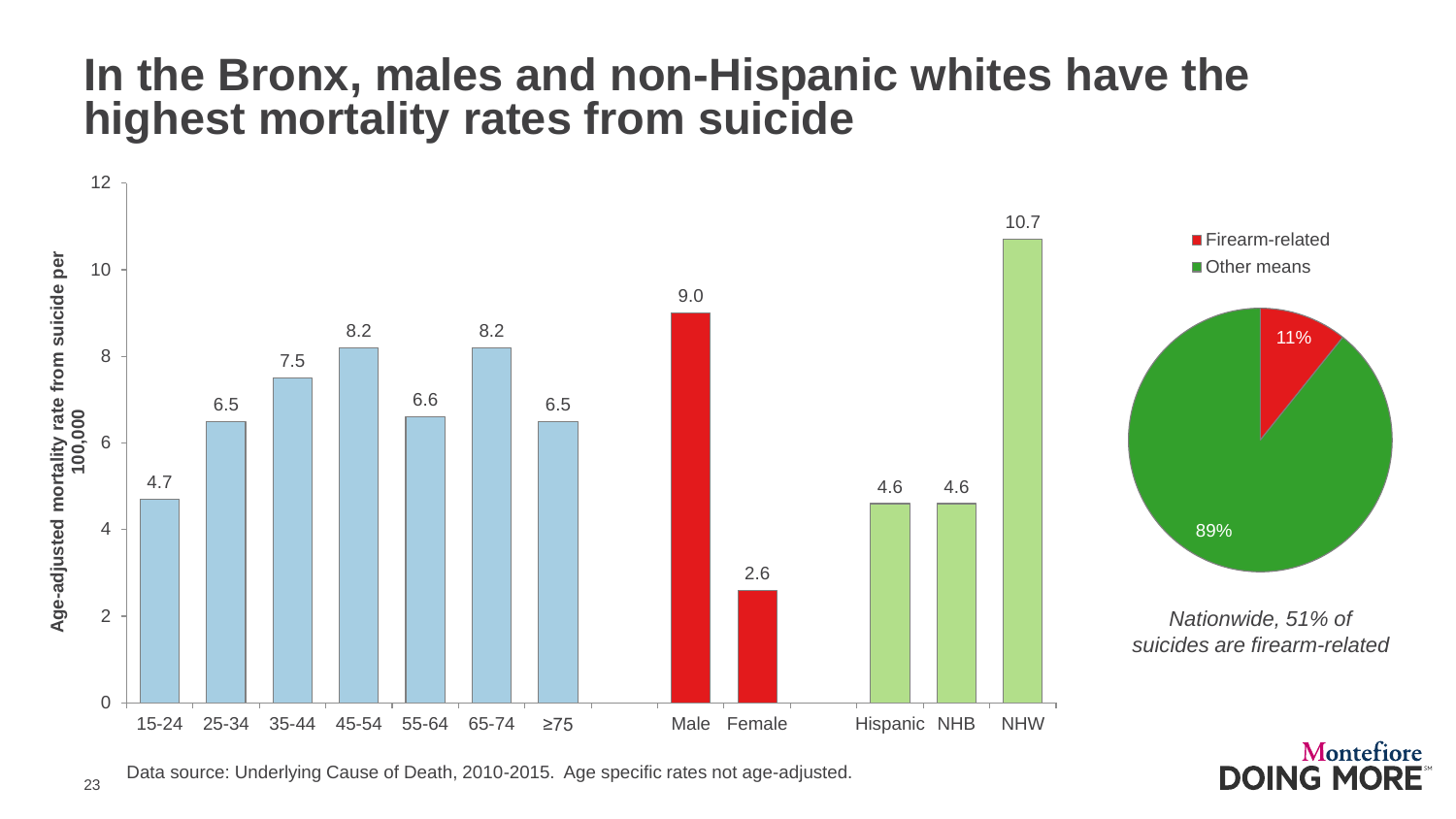# In the Bronx, males and non-Hispanic whites have the highest mortality rates from suicide

Age-adjusted mortality rate from suicide per 100,000

| Group | Rate |
|---|---|
| 15-24 | 4.7 |
| 25-34 | 6.5 |
| 35-44 | 7.5 |
| 45-54 | 8.2 |
| 55-64 | 6.6 |
| 65-74 | 8.2 |
| ≥75 | 6.5 |
| Male | 9.0 |
| Female | 2.6 |
| Hispanic | 4.6 |
| NHB | 4.6 |
| NHW | 10.7 |

| Means | Percent |
|---|---|
| Firearm-related | 11% |
| Other means | 89% |

*Nationwide, 51% of suicides are firearm-related*

Data source: Underlying Cause of Death, 2010-2015. Age specific rates not age-adjusted.

Montefiore DOING MORE℠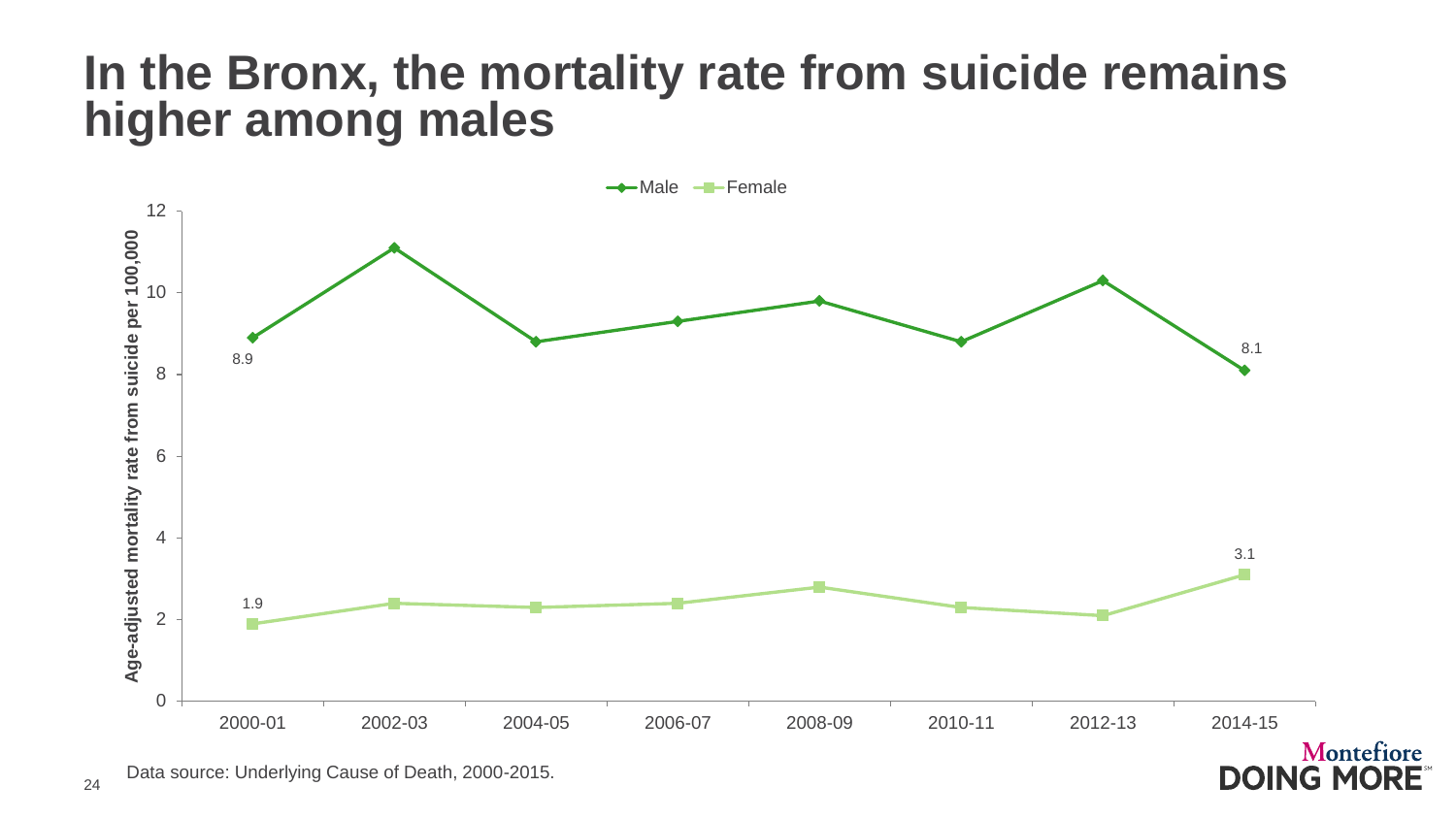# In the Bronx, the mortality rate from suicide remains higher among males

Male — Female

Age-adjusted mortality rate from suicide per 100,000

| | 2000-01 | 2002-03 | 2004-05 | 2006-07 | 2008-09 | 2010-11 | 2012-13 | 2014-15 |
|---|---|---|---|---|---|---|---|---|
| Male | 8.9 | | | | | | | 8.1 |
| Female | 1.9 | | | | | | | 3.1 |

Data source: Underlying Cause of Death, 2000-2015.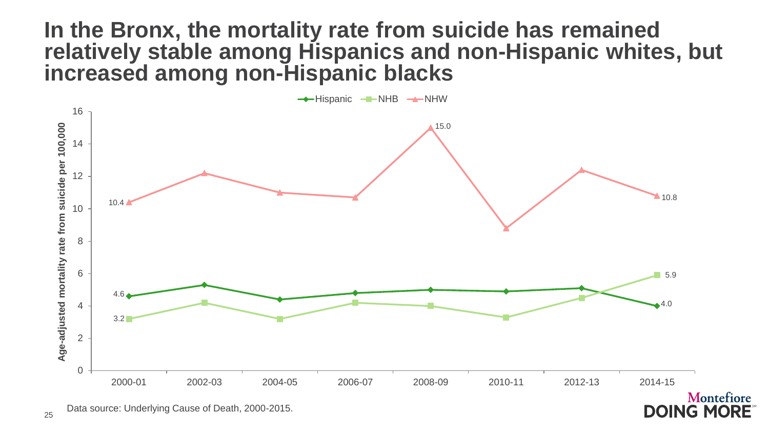# In the Bronx, the mortality rate from suicide has remained relatively stable among Hispanics and non-Hispanic whites, but increased among non-Hispanic blacks

Hispanic — NHB — NHW

Age-adjusted mortality rate from suicide per 100,000

| | 2000-01 | 2002-03 | 2004-05 | 2006-07 | 2008-09 | 2010-11 | 2012-13 | 2014-15 |
|---|---|---|---|---|---|---|---|---|
| Hispanic | 4.6 | | | | | | | 4.0 |
| NHB | 3.2 | | | | | | | 5.9 |
| NHW | 10.4 | | | | 15.0 | | | 10.8 |

Data source: Underlying Cause of Death, 2000-2015.

Montefiore DOING MORE℠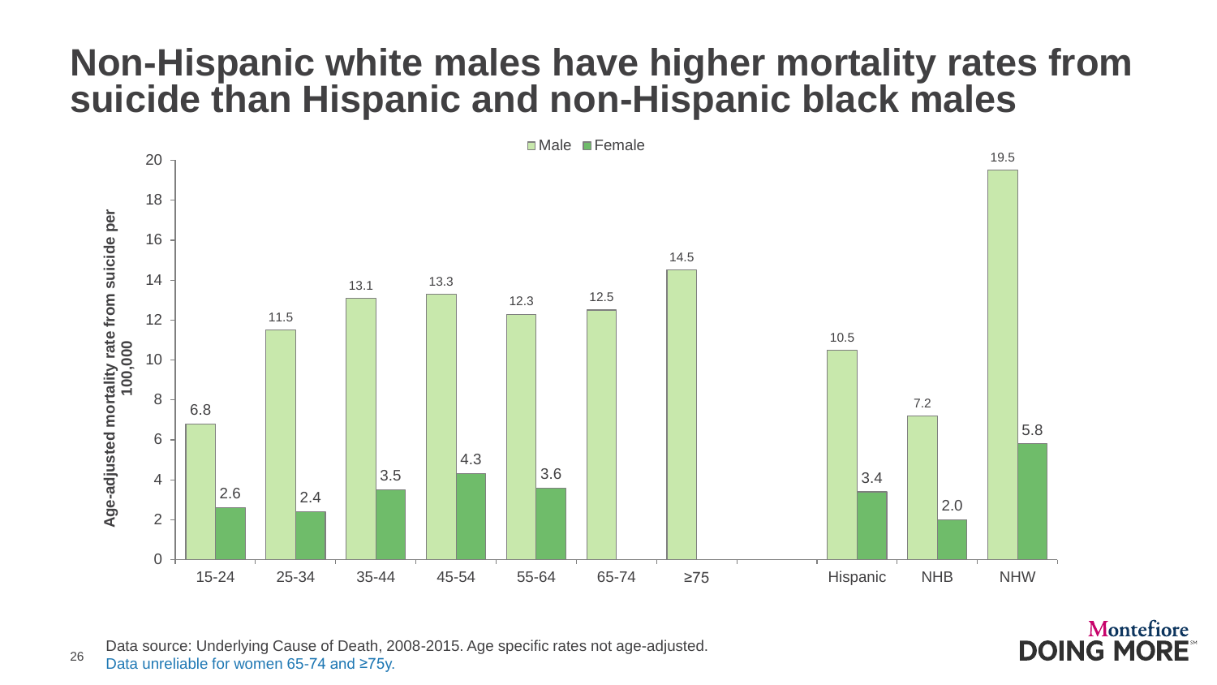# Non-Hispanic white males have higher mortality rates from suicide than Hispanic and non-Hispanic black males

| | Male | Female |
| --- | --- | --- |
| 15-24 | 6.8 | 2.6 |
| 25-34 | 11.5 | 2.4 |
| 35-44 | 13.1 | 3.5 |
| 45-54 | 13.3 | 4.3 |
| 55-64 | 12.3 | 3.6 |
| 65-74 | 12.5 | |
| ≥75 | 14.5 | |
| Hispanic | 10.5 | 3.4 |
| NHB | 7.2 | 2.0 |
| NHW | 19.5 | 5.8 |

Age-adjusted mortality rate from suicide per 100,000

Data source: Underlying Cause of Death, 2008-2015. Age specific rates not age-adjusted.
Data unreliable for women 65-74 and ≥75y.

Montefiore DOING MORE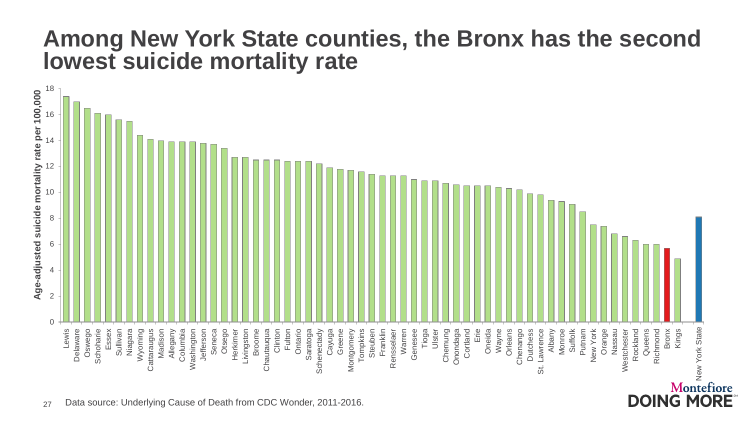# Among New York State counties, the Bronx has the second lowest suicide mortality rate

Data source: Underlying Cause of Death from CDC Wonder, 2011-2016.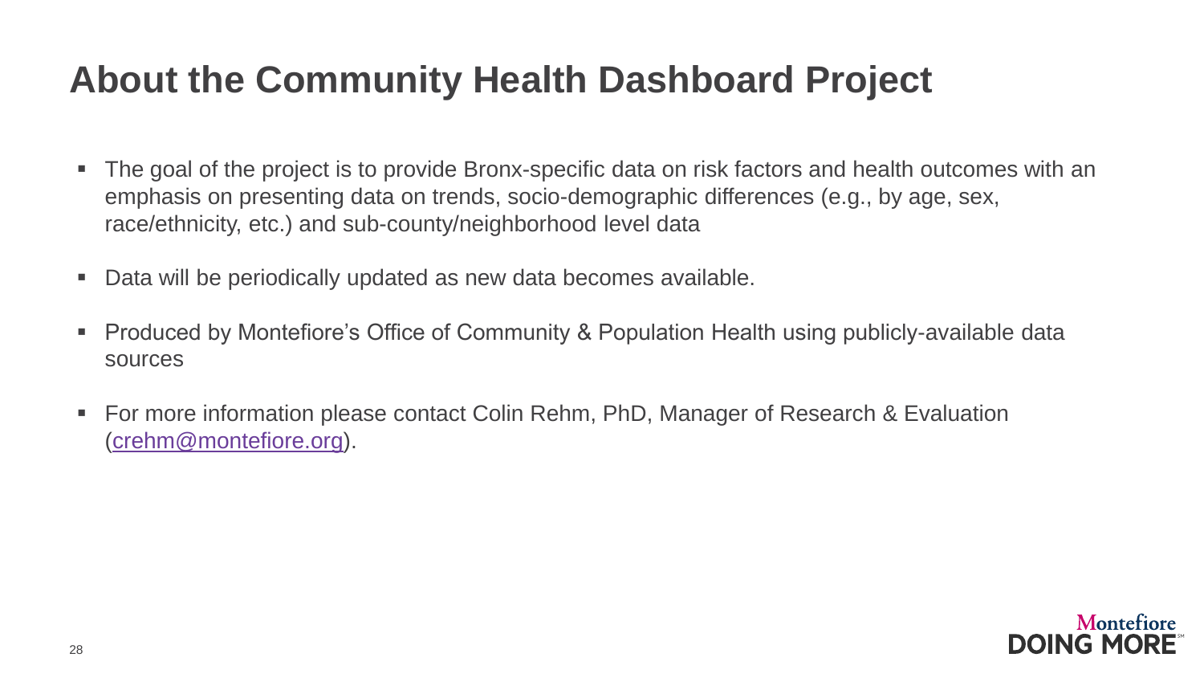# About the Community Health Dashboard Project

- The goal of the project is to provide Bronx-specific data on risk factors and health outcomes with an emphasis on presenting data on trends, socio-demographic differences (e.g., by age, sex, race/ethnicity, etc.) and sub-county/neighborhood level data
- Data will be periodically updated as new data becomes available.
- Produced by Montefiore's Office of Community & Population Health using publicly-available data sources
- For more information please contact Colin Rehm, PhD, Manager of Research & Evaluation (crehm@montefiore.org).

Montefiore
DOING MORE